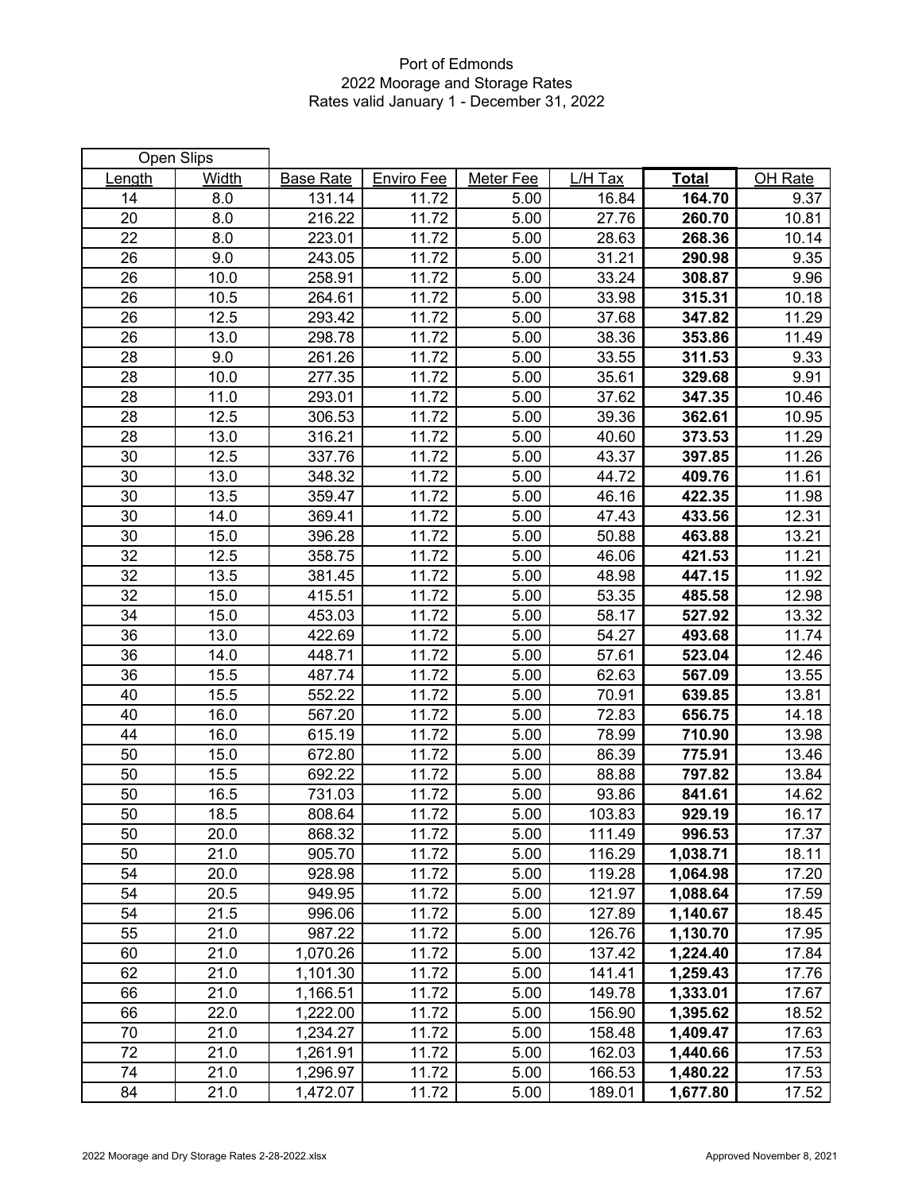# Port of Edmonds

## 2022 Moorage and Storage Rates

Rates valid January 1 - December 31, 2022

| Open Slips | | | | | | | |
|---|---|---|---|---|---|---|---|
| Length | Width | Base Rate | Enviro Fee | Meter Fee | L/H Tax | **Total** | OH Rate |
| 14 | 8.0 | 131.14 | 11.72 | 5.00 | 16.84 | **164.70** | 9.37 |
| 20 | 8.0 | 216.22 | 11.72 | 5.00 | 27.76 | **260.70** | 10.81 |
| 22 | 8.0 | 223.01 | 11.72 | 5.00 | 28.63 | **268.36** | 10.14 |
| 26 | 9.0 | 243.05 | 11.72 | 5.00 | 31.21 | **290.98** | 9.35 |
| 26 | 10.0 | 258.91 | 11.72 | 5.00 | 33.24 | **308.87** | 9.96 |
| 26 | 10.5 | 264.61 | 11.72 | 5.00 | 33.98 | **315.31** | 10.18 |
| 26 | 12.5 | 293.42 | 11.72 | 5.00 | 37.68 | **347.82** | 11.29 |
| 26 | 13.0 | 298.78 | 11.72 | 5.00 | 38.36 | **353.86** | 11.49 |
| 28 | 9.0 | 261.26 | 11.72 | 5.00 | 33.55 | **311.53** | 9.33 |
| 28 | 10.0 | 277.35 | 11.72 | 5.00 | 35.61 | **329.68** | 9.91 |
| 28 | 11.0 | 293.01 | 11.72 | 5.00 | 37.62 | **347.35** | 10.46 |
| 28 | 12.5 | 306.53 | 11.72 | 5.00 | 39.36 | **362.61** | 10.95 |
| 28 | 13.0 | 316.21 | 11.72 | 5.00 | 40.60 | **373.53** | 11.29 |
| 30 | 12.5 | 337.76 | 11.72 | 5.00 | 43.37 | **397.85** | 11.26 |
| 30 | 13.0 | 348.32 | 11.72 | 5.00 | 44.72 | **409.76** | 11.61 |
| 30 | 13.5 | 359.47 | 11.72 | 5.00 | 46.16 | **422.35** | 11.98 |
| 30 | 14.0 | 369.41 | 11.72 | 5.00 | 47.43 | **433.56** | 12.31 |
| 30 | 15.0 | 396.28 | 11.72 | 5.00 | 50.88 | **463.88** | 13.21 |
| 32 | 12.5 | 358.75 | 11.72 | 5.00 | 46.06 | **421.53** | 11.21 |
| 32 | 13.5 | 381.45 | 11.72 | 5.00 | 48.98 | **447.15** | 11.92 |
| 32 | 15.0 | 415.51 | 11.72 | 5.00 | 53.35 | **485.58** | 12.98 |
| 34 | 15.0 | 453.03 | 11.72 | 5.00 | 58.17 | **527.92** | 13.32 |
| 36 | 13.0 | 422.69 | 11.72 | 5.00 | 54.27 | **493.68** | 11.74 |
| 36 | 14.0 | 448.71 | 11.72 | 5.00 | 57.61 | **523.04** | 12.46 |
| 36 | 15.5 | 487.74 | 11.72 | 5.00 | 62.63 | **567.09** | 13.55 |
| 40 | 15.5 | 552.22 | 11.72 | 5.00 | 70.91 | **639.85** | 13.81 |
| 40 | 16.0 | 567.20 | 11.72 | 5.00 | 72.83 | **656.75** | 14.18 |
| 44 | 16.0 | 615.19 | 11.72 | 5.00 | 78.99 | **710.90** | 13.98 |
| 50 | 15.0 | 672.80 | 11.72 | 5.00 | 86.39 | **775.91** | 13.46 |
| 50 | 15.5 | 692.22 | 11.72 | 5.00 | 88.88 | **797.82** | 13.84 |
| 50 | 16.5 | 731.03 | 11.72 | 5.00 | 93.86 | **841.61** | 14.62 |
| 50 | 18.5 | 808.64 | 11.72 | 5.00 | 103.83 | **929.19** | 16.17 |
| 50 | 20.0 | 868.32 | 11.72 | 5.00 | 111.49 | **996.53** | 17.37 |
| 50 | 21.0 | 905.70 | 11.72 | 5.00 | 116.29 | **1,038.71** | 18.11 |
| 54 | 20.0 | 928.98 | 11.72 | 5.00 | 119.28 | **1,064.98** | 17.20 |
| 54 | 20.5 | 949.95 | 11.72 | 5.00 | 121.97 | **1,088.64** | 17.59 |
| 54 | 21.5 | 996.06 | 11.72 | 5.00 | 127.89 | **1,140.67** | 18.45 |
| 55 | 21.0 | 987.22 | 11.72 | 5.00 | 126.76 | **1,130.70** | 17.95 |
| 60 | 21.0 | 1,070.26 | 11.72 | 5.00 | 137.42 | **1,224.40** | 17.84 |
| 62 | 21.0 | 1,101.30 | 11.72 | 5.00 | 141.41 | **1,259.43** | 17.76 |
| 66 | 21.0 | 1,166.51 | 11.72 | 5.00 | 149.78 | **1,333.01** | 17.67 |
| 66 | 22.0 | 1,222.00 | 11.72 | 5.00 | 156.90 | **1,395.62** | 18.52 |
| 70 | 21.0 | 1,234.27 | 11.72 | 5.00 | 158.48 | **1,409.47** | 17.63 |
| 72 | 21.0 | 1,261.91 | 11.72 | 5.00 | 162.03 | **1,440.66** | 17.53 |
| 74 | 21.0 | 1,296.97 | 11.72 | 5.00 | 166.53 | **1,480.22** | 17.53 |
| 84 | 21.0 | 1,472.07 | 11.72 | 5.00 | 189.01 | **1,677.80** | 17.52 |

2022 Moorage and Dry Storage Rates 2-28-2022.xlsx

Approved November 8, 2021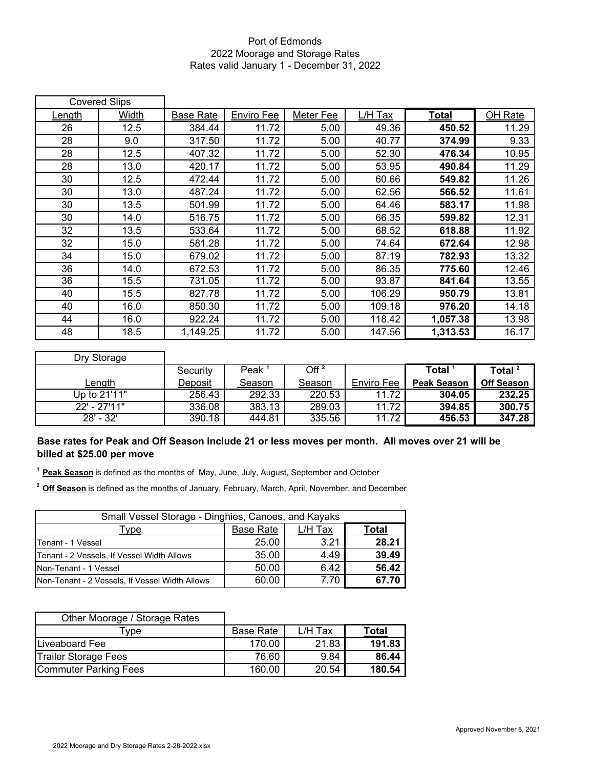Port of Edmonds
2022 Moorage and Storage Rates
Rates valid January 1 - December 31, 2022

| Covered Slips | | | | | | | |
|---|---|---|---|---|---|---|---|
| Length | Width | Base Rate | Enviro Fee | Meter Fee | L/H Tax | **Total** | OH Rate |
| 26 | 12.5 | 384.44 | 11.72 | 5.00 | 49.36 | **450.52** | 11.29 |
| 28 | 9.0 | 317.50 | 11.72 | 5.00 | 40.77 | **374.99** | 9.33 |
| 28 | 12.5 | 407.32 | 11.72 | 5.00 | 52.30 | **476.34** | 10.95 |
| 28 | 13.0 | 420.17 | 11.72 | 5.00 | 53.95 | **490.84** | 11.29 |
| 30 | 12.5 | 472.44 | 11.72 | 5.00 | 60.66 | **549.82** | 11.26 |
| 30 | 13.0 | 487.24 | 11.72 | 5.00 | 62.56 | **566.52** | 11.61 |
| 30 | 13.5 | 501.99 | 11.72 | 5.00 | 64.46 | **583.17** | 11.98 |
| 30 | 14.0 | 516.75 | 11.72 | 5.00 | 66.35 | **599.82** | 12.31 |
| 32 | 13.5 | 533.64 | 11.72 | 5.00 | 68.52 | **618.88** | 11.92 |
| 32 | 15.0 | 581.28 | 11.72 | 5.00 | 74.64 | **672.64** | 12.98 |
| 34 | 15.0 | 679.02 | 11.72 | 5.00 | 87.19 | **782.93** | 13.32 |
| 36 | 14.0 | 672.53 | 11.72 | 5.00 | 86.35 | **775.60** | 12.46 |
| 36 | 15.5 | 731.05 | 11.72 | 5.00 | 93.87 | **841.64** | 13.55 |
| 40 | 15.5 | 827.78 | 11.72 | 5.00 | 106.29 | **950.79** | 13.81 |
| 40 | 16.0 | 850.30 | 11.72 | 5.00 | 109.18 | **976.20** | 14.18 |
| 44 | 16.0 | 922.24 | 11.72 | 5.00 | 118.42 | **1,057.38** | 13.98 |
| 48 | 18.5 | 1,149.25 | 11.72 | 5.00 | 147.56 | **1,313.53** | 16.17 |

| Dry Storage | | | | | | |
|---|---|---|---|---|---|---|
| Length | Security Deposit | Peak [1] Season | Off [2] Season | Enviro Fee | **Total [1] Peak Season** | **Total [2] Off Season** |
| Up to 21'11" | 256.43 | 292.33 | 220.53 | 11.72 | **304.05** | **232.25** |
| 22' - 27'11" | 336.08 | 383.13 | 289.03 | 11.72 | **394.85** | **300.75** |
| 28' - 32' | 390.18 | 444.81 | 335.56 | 11.72 | **456.53** | **347.28** |

**Base rates for Peak and Off Season include 21 or less moves per month. All moves over 21 will be billed at $25.00 per move**

[1] **Peak Season** is defined as the months of May, June, July, August, September and October

[2] **Off Season** is defined as the months of January, February, March, April, November, and December

| Small Vessel Storage - Dinghies, Canoes, and Kayaks | | | |
|---|---|---|---|
| Type | Base Rate | L/H Tax | **Total** |
| Tenant - 1 Vessel | 25.00 | 3.21 | **28.21** |
| Tenant - 2 Vessels, If Vessel Width Allows | 35.00 | 4.49 | **39.49** |
| Non-Tenant - 1 Vessel | 50.00 | 6.42 | **56.42** |
| Non-Tenant - 2 Vessels, If Vessel Width Allows | 60.00 | 7.70 | **67.70** |

| Other Moorage / Storage Rates | | | |
|---|---|---|---|
| Type | Base Rate | L/H Tax | **Total** |
| Liveaboard Fee | 170.00 | 21.83 | **191.83** |
| Trailer Storage Fees | 76.60 | 9.84 | **86.44** |
| Commuter Parking Fees | 160.00 | 20.54 | **180.54** |

Approved November 8, 2021

2022 Moorage and Dry Storage Rates 2-28-2022.xlsx